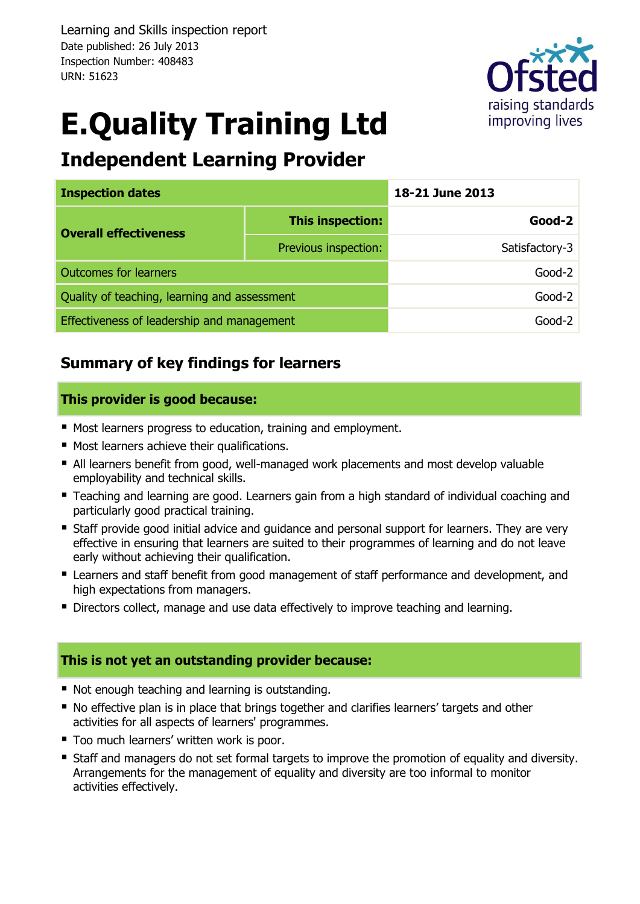Learning and Skills inspection report
Date published: 26 July 2013
Inspection Number: 408483
URN: 51623

# E.Quality Training Ltd

## Independent Learning Provider

| Inspection dates | | 18-21 June 2013 |
|---|---|---|
| Overall effectiveness | This inspection: | **Good-2** |
| | Previous inspection: | Satisfactory-3 |
| Outcomes for learners | | Good-2 |
| Quality of teaching, learning and assessment | | Good-2 |
| Effectiveness of leadership and management | | Good-2 |

## Summary of key findings for learners

### This provider is good because:

- Most learners progress to education, training and employment.
- Most learners achieve their qualifications.
- All learners benefit from good, well-managed work placements and most develop valuable employability and technical skills.
- Teaching and learning are good. Learners gain from a high standard of individual coaching and particularly good practical training.
- Staff provide good initial advice and guidance and personal support for learners. They are very effective in ensuring that learners are suited to their programmes of learning and do not leave early without achieving their qualification.
- Learners and staff benefit from good management of staff performance and development, and high expectations from managers.
- Directors collect, manage and use data effectively to improve teaching and learning.

### This is not yet an outstanding provider because:

- Not enough teaching and learning is outstanding.
- No effective plan is in place that brings together and clarifies learners' targets and other activities for all aspects of learners' programmes.
- Too much learners' written work is poor.
- Staff and managers do not set formal targets to improve the promotion of equality and diversity. Arrangements for the management of equality and diversity are too informal to monitor activities effectively.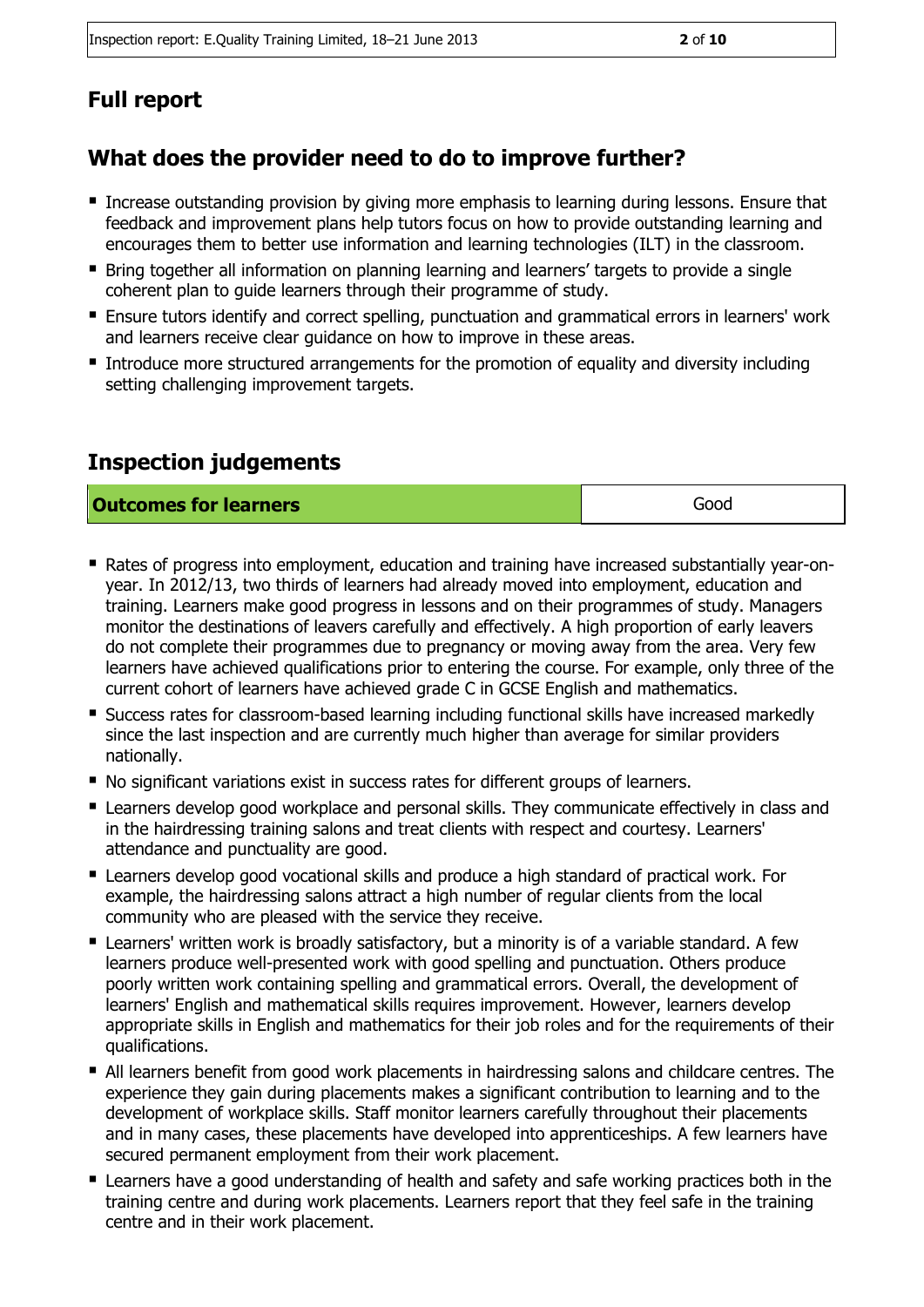## Full report

## What does the provider need to do to improve further?

- Increase outstanding provision by giving more emphasis to learning during lessons. Ensure that feedback and improvement plans help tutors focus on how to provide outstanding learning and encourages them to better use information and learning technologies (ILT) in the classroom.
- Bring together all information on planning learning and learners' targets to provide a single coherent plan to guide learners through their programme of study.
- Ensure tutors identify and correct spelling, punctuation and grammatical errors in learners' work and learners receive clear guidance on how to improve in these areas.
- Introduce more structured arrangements for the promotion of equality and diversity including setting challenging improvement targets.

## Inspection judgements

| Outcomes for learners | Good |
|---|---|

- Rates of progress into employment, education and training have increased substantially year-on-year. In 2012/13, two thirds of learners had already moved into employment, education and training. Learners make good progress in lessons and on their programmes of study. Managers monitor the destinations of leavers carefully and effectively. A high proportion of early leavers do not complete their programmes due to pregnancy or moving away from the area. Very few learners have achieved qualifications prior to entering the course. For example, only three of the current cohort of learners have achieved grade C in GCSE English and mathematics.
- Success rates for classroom-based learning including functional skills have increased markedly since the last inspection and are currently much higher than average for similar providers nationally.
- No significant variations exist in success rates for different groups of learners.
- Learners develop good workplace and personal skills. They communicate effectively in class and in the hairdressing training salons and treat clients with respect and courtesy. Learners' attendance and punctuality are good.
- Learners develop good vocational skills and produce a high standard of practical work. For example, the hairdressing salons attract a high number of regular clients from the local community who are pleased with the service they receive.
- Learners' written work is broadly satisfactory, but a minority is of a variable standard. A few learners produce well-presented work with good spelling and punctuation. Others produce poorly written work containing spelling and grammatical errors. Overall, the development of learners' English and mathematical skills requires improvement. However, learners develop appropriate skills in English and mathematics for their job roles and for the requirements of their qualifications.
- All learners benefit from good work placements in hairdressing salons and childcare centres. The experience they gain during placements makes a significant contribution to learning and to the development of workplace skills. Staff monitor learners carefully throughout their placements and in many cases, these placements have developed into apprenticeships. A few learners have secured permanent employment from their work placement.
- Learners have a good understanding of health and safety and safe working practices both in the training centre and during work placements. Learners report that they feel safe in the training centre and in their work placement.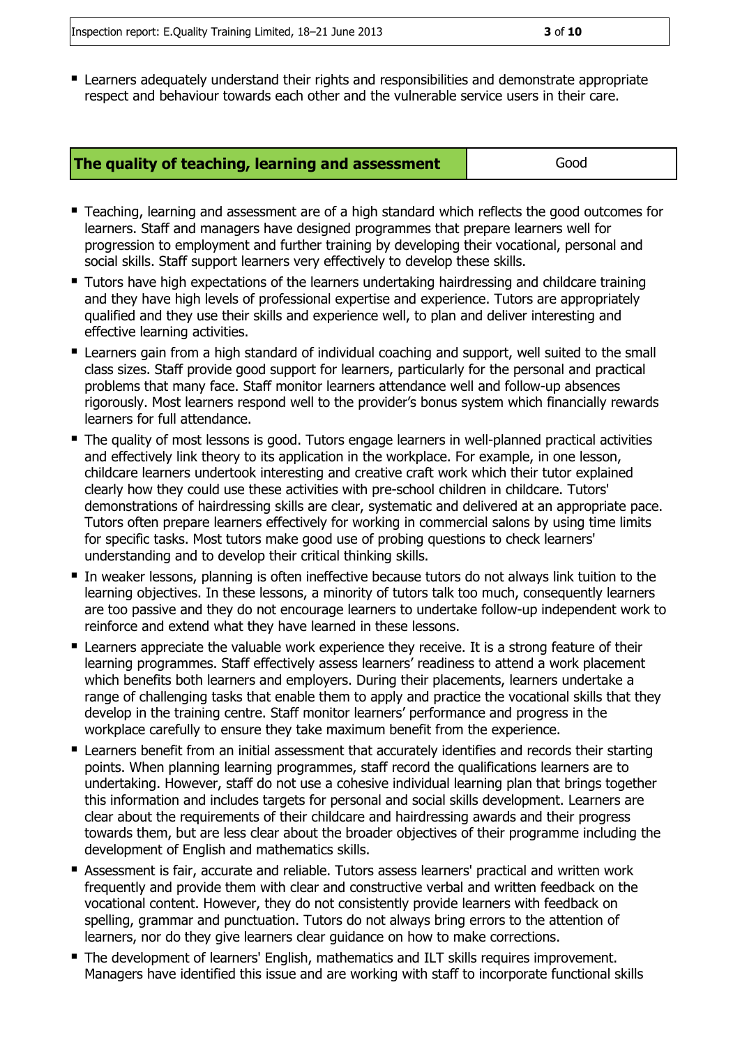- Learners adequately understand their rights and responsibilities and demonstrate appropriate respect and behaviour towards each other and the vulnerable service users in their care.

| **The quality of teaching, learning and assessment** | Good |
|---|---|

- Teaching, learning and assessment are of a high standard which reflects the good outcomes for learners. Staff and managers have designed programmes that prepare learners well for progression to employment and further training by developing their vocational, personal and social skills. Staff support learners very effectively to develop these skills.
- Tutors have high expectations of the learners undertaking hairdressing and childcare training and they have high levels of professional expertise and experience. Tutors are appropriately qualified and they use their skills and experience well, to plan and deliver interesting and effective learning activities.
- Learners gain from a high standard of individual coaching and support, well suited to the small class sizes. Staff provide good support for learners, particularly for the personal and practical problems that many face. Staff monitor learners attendance well and follow-up absences rigorously. Most learners respond well to the provider's bonus system which financially rewards learners for full attendance.
- The quality of most lessons is good. Tutors engage learners in well-planned practical activities and effectively link theory to its application in the workplace. For example, in one lesson, childcare learners undertook interesting and creative craft work which their tutor explained clearly how they could use these activities with pre-school children in childcare. Tutors' demonstrations of hairdressing skills are clear, systematic and delivered at an appropriate pace. Tutors often prepare learners effectively for working in commercial salons by using time limits for specific tasks. Most tutors make good use of probing questions to check learners' understanding and to develop their critical thinking skills.
- In weaker lessons, planning is often ineffective because tutors do not always link tuition to the learning objectives. In these lessons, a minority of tutors talk too much, consequently learners are too passive and they do not encourage learners to undertake follow-up independent work to reinforce and extend what they have learned in these lessons.
- Learners appreciate the valuable work experience they receive. It is a strong feature of their learning programmes. Staff effectively assess learners' readiness to attend a work placement which benefits both learners and employers. During their placements, learners undertake a range of challenging tasks that enable them to apply and practice the vocational skills that they develop in the training centre. Staff monitor learners' performance and progress in the workplace carefully to ensure they take maximum benefit from the experience.
- Learners benefit from an initial assessment that accurately identifies and records their starting points. When planning learning programmes, staff record the qualifications learners are to undertaking. However, staff do not use a cohesive individual learning plan that brings together this information and includes targets for personal and social skills development. Learners are clear about the requirements of their childcare and hairdressing awards and their progress towards them, but are less clear about the broader objectives of their programme including the development of English and mathematics skills.
- Assessment is fair, accurate and reliable. Tutors assess learners' practical and written work frequently and provide them with clear and constructive verbal and written feedback on the vocational content. However, they do not consistently provide learners with feedback on spelling, grammar and punctuation. Tutors do not always bring errors to the attention of learners, nor do they give learners clear guidance on how to make corrections.
- The development of learners' English, mathematics and ILT skills requires improvement. Managers have identified this issue and are working with staff to incorporate functional skills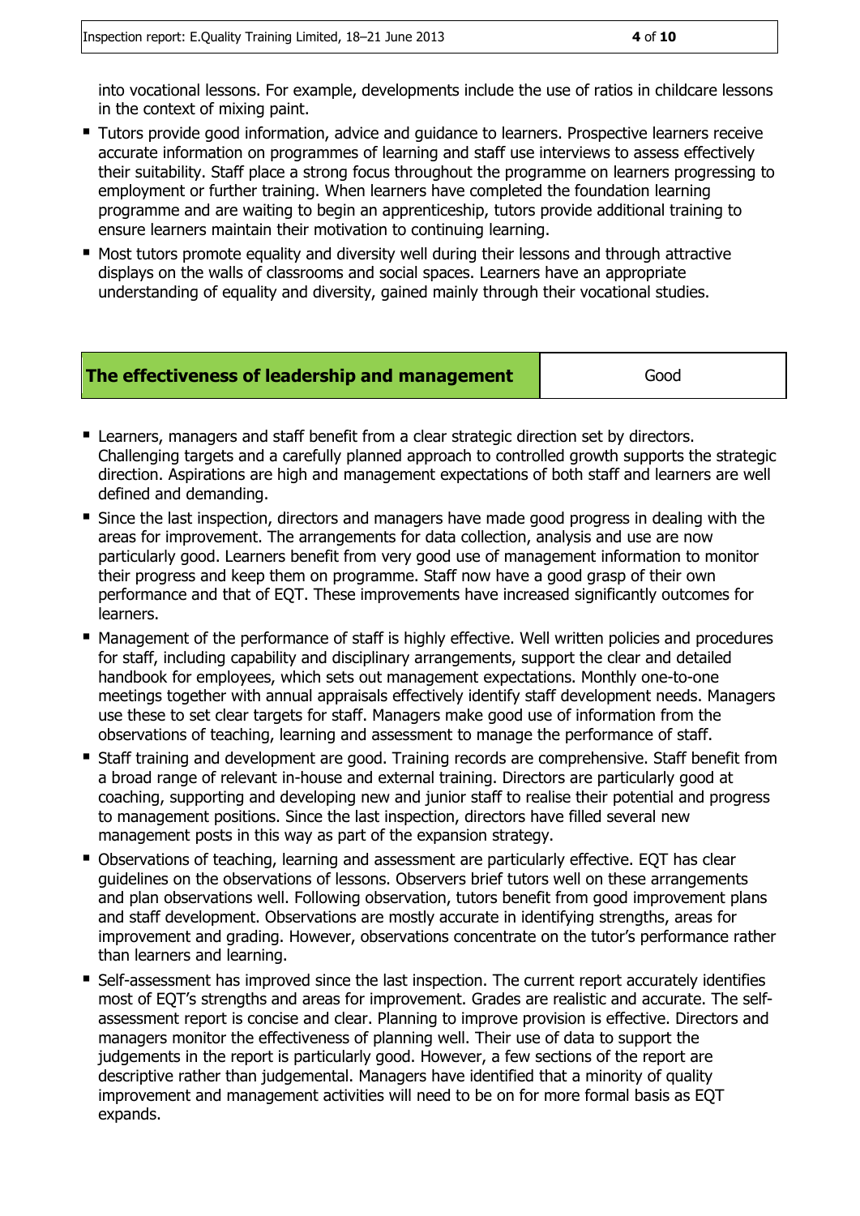into vocational lessons. For example, developments include the use of ratios in childcare lessons in the context of mixing paint.

- Tutors provide good information, advice and guidance to learners. Prospective learners receive accurate information on programmes of learning and staff use interviews to assess effectively their suitability. Staff place a strong focus throughout the programme on learners progressing to employment or further training. When learners have completed the foundation learning programme and are waiting to begin an apprenticeship, tutors provide additional training to ensure learners maintain their motivation to continuing learning.
- Most tutors promote equality and diversity well during their lessons and through attractive displays on the walls of classrooms and social spaces. Learners have an appropriate understanding of equality and diversity, gained mainly through their vocational studies.

| **The effectiveness of leadership and management** | Good |
|---|---|

- Learners, managers and staff benefit from a clear strategic direction set by directors. Challenging targets and a carefully planned approach to controlled growth supports the strategic direction. Aspirations are high and management expectations of both staff and learners are well defined and demanding.
- Since the last inspection, directors and managers have made good progress in dealing with the areas for improvement. The arrangements for data collection, analysis and use are now particularly good. Learners benefit from very good use of management information to monitor their progress and keep them on programme. Staff now have a good grasp of their own performance and that of EQT. These improvements have increased significantly outcomes for learners.
- Management of the performance of staff is highly effective. Well written policies and procedures for staff, including capability and disciplinary arrangements, support the clear and detailed handbook for employees, which sets out management expectations. Monthly one-to-one meetings together with annual appraisals effectively identify staff development needs. Managers use these to set clear targets for staff. Managers make good use of information from the observations of teaching, learning and assessment to manage the performance of staff.
- Staff training and development are good. Training records are comprehensive. Staff benefit from a broad range of relevant in-house and external training. Directors are particularly good at coaching, supporting and developing new and junior staff to realise their potential and progress to management positions. Since the last inspection, directors have filled several new management posts in this way as part of the expansion strategy.
- Observations of teaching, learning and assessment are particularly effective. EQT has clear guidelines on the observations of lessons. Observers brief tutors well on these arrangements and plan observations well. Following observation, tutors benefit from good improvement plans and staff development. Observations are mostly accurate in identifying strengths, areas for improvement and grading. However, observations concentrate on the tutor's performance rather than learners and learning.
- Self-assessment has improved since the last inspection. The current report accurately identifies most of EQT's strengths and areas for improvement. Grades are realistic and accurate. The self-assessment report is concise and clear. Planning to improve provision is effective. Directors and managers monitor the effectiveness of planning well. Their use of data to support the judgements in the report is particularly good. However, a few sections of the report are descriptive rather than judgemental. Managers have identified that a minority of quality improvement and management activities will need to be on for more formal basis as EQT expands.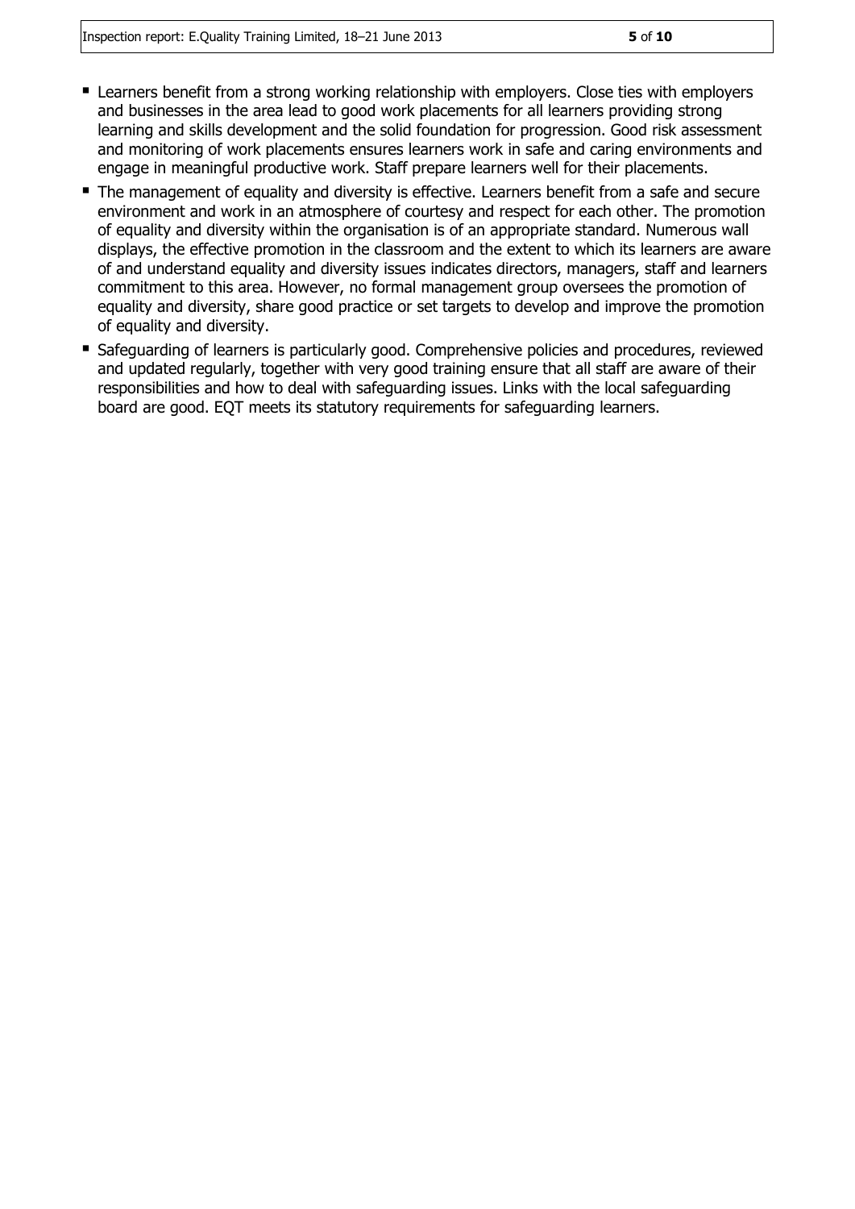- Learners benefit from a strong working relationship with employers. Close ties with employers and businesses in the area lead to good work placements for all learners providing strong learning and skills development and the solid foundation for progression. Good risk assessment and monitoring of work placements ensures learners work in safe and caring environments and engage in meaningful productive work. Staff prepare learners well for their placements.
- The management of equality and diversity is effective. Learners benefit from a safe and secure environment and work in an atmosphere of courtesy and respect for each other. The promotion of equality and diversity within the organisation is of an appropriate standard. Numerous wall displays, the effective promotion in the classroom and the extent to which its learners are aware of and understand equality and diversity issues indicates directors, managers, staff and learners commitment to this area. However, no formal management group oversees the promotion of equality and diversity, share good practice or set targets to develop and improve the promotion of equality and diversity.
- Safeguarding of learners is particularly good. Comprehensive policies and procedures, reviewed and updated regularly, together with very good training ensure that all staff are aware of their responsibilities and how to deal with safeguarding issues. Links with the local safeguarding board are good. EQT meets its statutory requirements for safeguarding learners.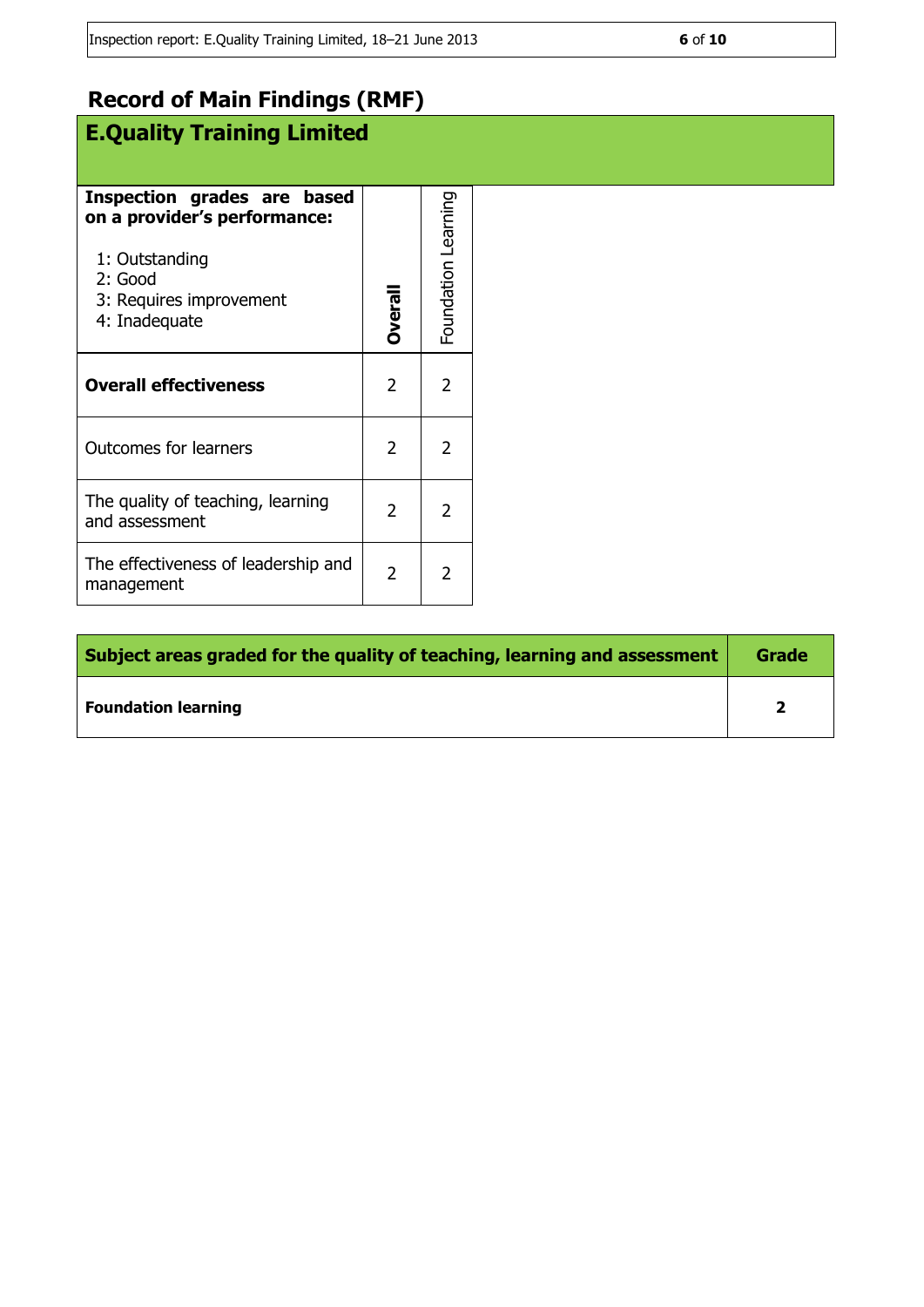# Record of Main Findings (RMF)

## E.Quality Training Limited

| **Inspection grades are based on a provider's performance:**<br>1: Outstanding<br>2: Good<br>3: Requires improvement<br>4: Inadequate | **Overall** | Foundation Learning |
|---|---|---|
| **Overall effectiveness** | 2 | 2 |
| Outcomes for learners | 2 | 2 |
| The quality of teaching, learning and assessment | 2 | 2 |
| The effectiveness of leadership and management | 2 | 2 |

| **Subject areas graded for the quality of teaching, learning and assessment** | **Grade** |
|---|---|
| **Foundation learning** | **2** |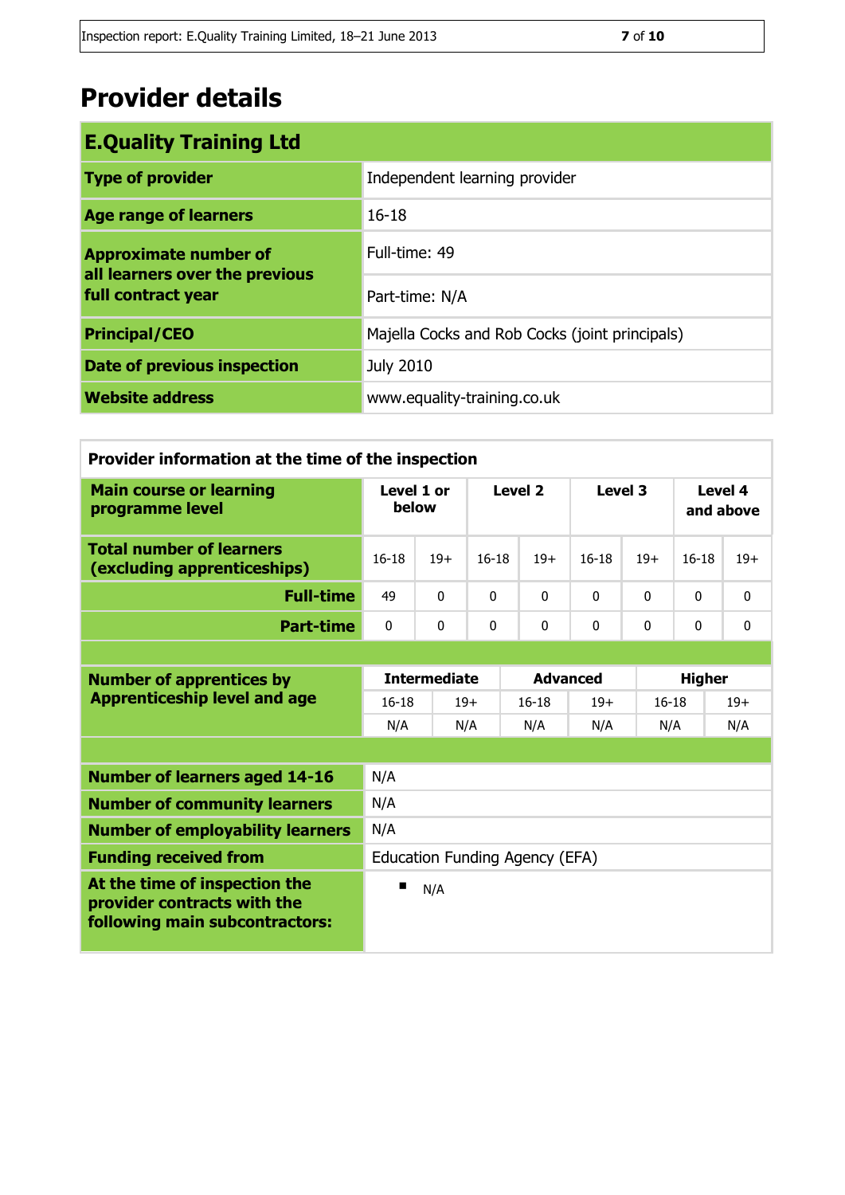# Provider details

| E.Quality Training Ltd | |
|---|---|
| **Type of provider** | Independent learning provider |
| **Age range of learners** | 16-18 |
| **Approximate number of all learners over the previous full contract year** | Full-time: 49 |
| | Part-time: N/A |
| **Principal/CEO** | Majella Cocks and Rob Cocks (joint principals) |
| **Date of previous inspection** | July 2010 |
| **Website address** | www.equality-training.co.uk |

**Provider information at the time of the inspection**

| Main course or learning programme level | Level 1 or below | | Level 2 | | Level 3 | | Level 4 and above | |
|---|---|---|---|---|---|---|---|---|
| **Total number of learners (excluding apprenticeships)** | 16-18 | 19+ | 16-18 | 19+ | 16-18 | 19+ | 16-18 | 19+ |
| **Full-time** | 49 | 0 | 0 | 0 | 0 | 0 | 0 | 0 |
| **Part-time** | 0 | 0 | 0 | 0 | 0 | 0 | 0 | 0 |

| Number of apprentices by Apprenticeship level and age | Intermediate | | Advanced | | Higher | |
|---|---|---|---|---|---|---|
| | 16-18 | 19+ | 16-18 | 19+ | 16-18 | 19+ |
| | N/A | N/A | N/A | N/A | N/A | N/A |

| | |
|---|---|
| **Number of learners aged 14-16** | N/A |
| **Number of community learners** | N/A |
| **Number of employability learners** | N/A |
| **Funding received from** | Education Funding Agency (EFA) |
| **At the time of inspection the provider contracts with the following main subcontractors:** | ■ N/A |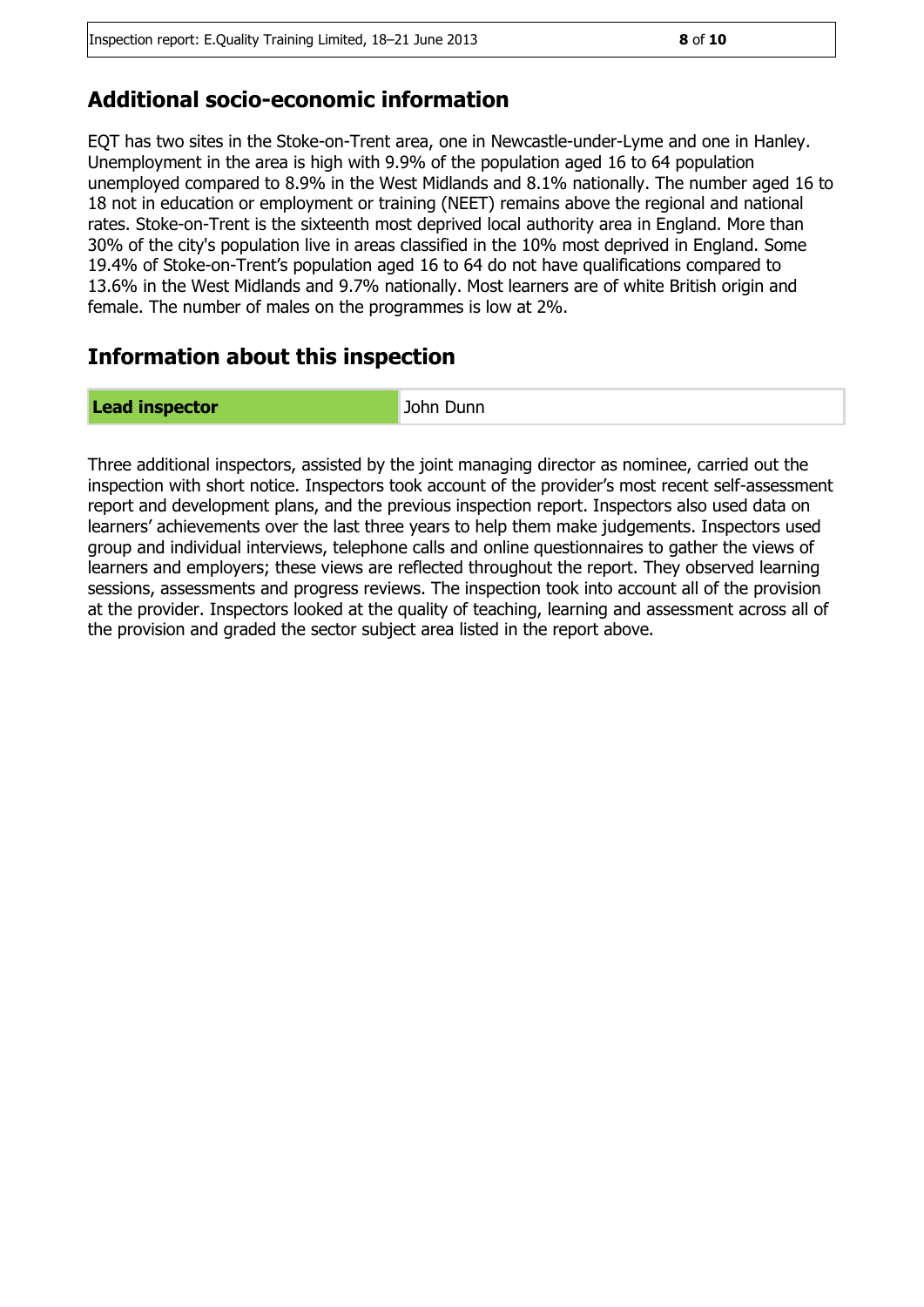## Additional socio-economic information

EQT has two sites in the Stoke-on-Trent area, one in Newcastle-under-Lyme and one in Hanley. Unemployment in the area is high with 9.9% of the population aged 16 to 64 population unemployed compared to 8.9% in the West Midlands and 8.1% nationally. The number aged 16 to 18 not in education or employment or training (NEET) remains above the regional and national rates. Stoke-on-Trent is the sixteenth most deprived local authority area in England. More than 30% of the city's population live in areas classified in the 10% most deprived in England. Some 19.4% of Stoke-on-Trent's population aged 16 to 64 do not have qualifications compared to 13.6% in the West Midlands and 9.7% nationally. Most learners are of white British origin and female. The number of males on the programmes is low at 2%.

## Information about this inspection

| **Lead inspector** | John Dunn |
| --- | --- |

Three additional inspectors, assisted by the joint managing director as nominee, carried out the inspection with short notice. Inspectors took account of the provider's most recent self-assessment report and development plans, and the previous inspection report. Inspectors also used data on learners' achievements over the last three years to help them make judgements. Inspectors used group and individual interviews, telephone calls and online questionnaires to gather the views of learners and employers; these views are reflected throughout the report. They observed learning sessions, assessments and progress reviews. The inspection took into account all of the provision at the provider. Inspectors looked at the quality of teaching, learning and assessment across all of the provision and graded the sector subject area listed in the report above.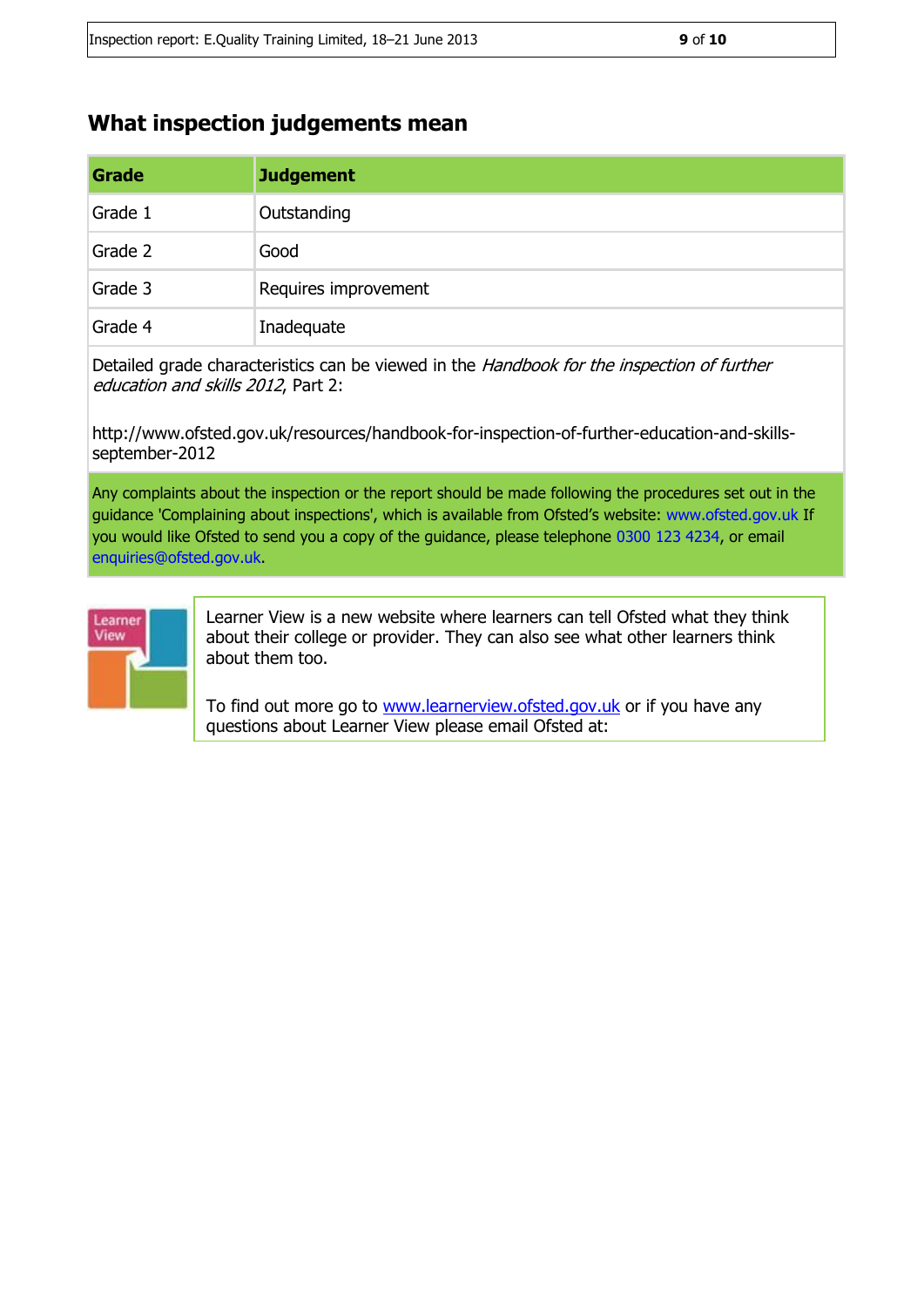## What inspection judgements mean

| Grade | Judgement |
|---|---|
| Grade 1 | Outstanding |
| Grade 2 | Good |
| Grade 3 | Requires improvement |
| Grade 4 | Inadequate |

Detailed grade characteristics can be viewed in the *Handbook for the inspection of further education and skills 2012*, Part 2:

http://www.ofsted.gov.uk/resources/handbook-for-inspection-of-further-education-and-skills-september-2012

Any complaints about the inspection or the report should be made following the procedures set out in the guidance 'Complaining about inspections', which is available from Ofsted's website: www.ofsted.gov.uk If you would like Ofsted to send you a copy of the guidance, please telephone 0300 123 4234, or email enquiries@ofsted.gov.uk.

Learner View is a new website where learners can tell Ofsted what they think about their college or provider. They can also see what other learners think about them too.

To find out more go to www.learnerview.ofsted.gov.uk or if you have any questions about Learner View please email Ofsted at: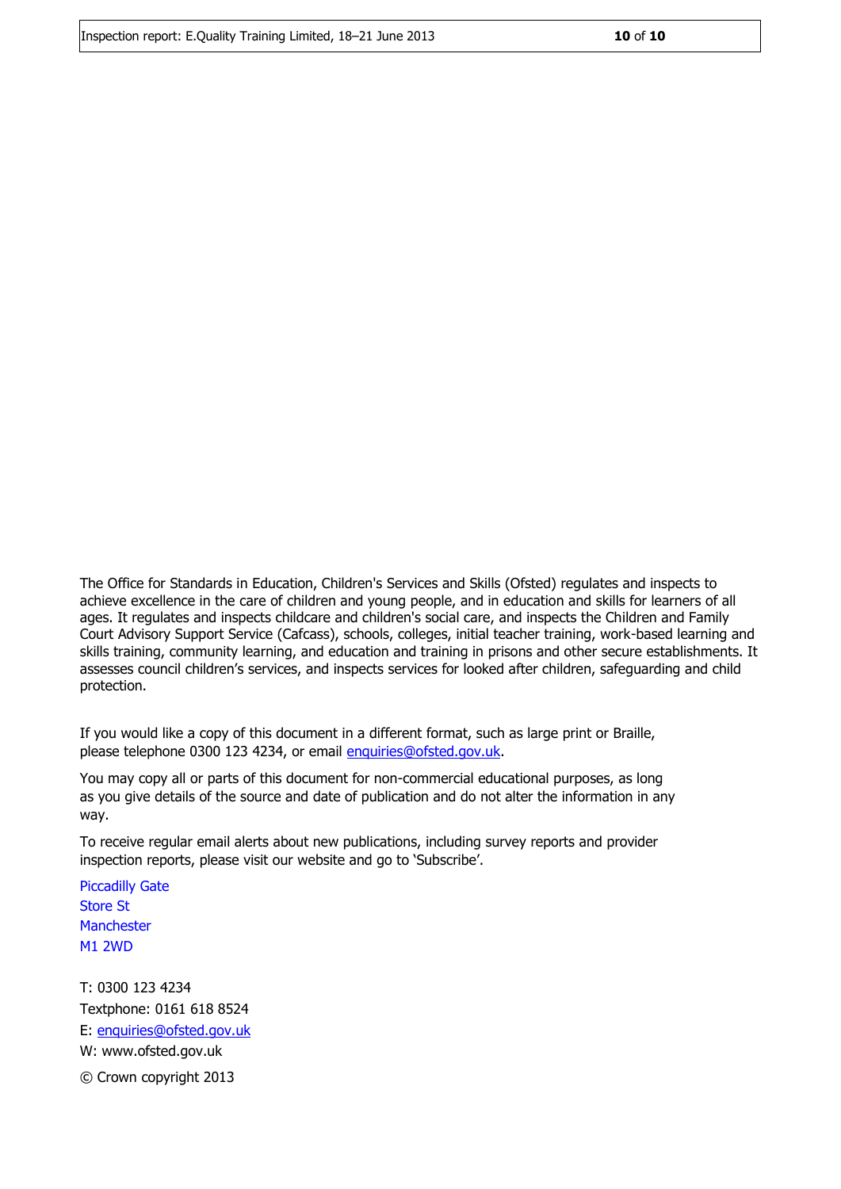The Office for Standards in Education, Children's Services and Skills (Ofsted) regulates and inspects to achieve excellence in the care of children and young people, and in education and skills for learners of all ages. It regulates and inspects childcare and children's social care, and inspects the Children and Family Court Advisory Support Service (Cafcass), schools, colleges, initial teacher training, work-based learning and skills training, community learning, and education and training in prisons and other secure establishments. It assesses council children's services, and inspects services for looked after children, safeguarding and child protection.

If you would like a copy of this document in a different format, such as large print or Braille, please telephone 0300 123 4234, or email enquiries@ofsted.gov.uk.

You may copy all or parts of this document for non-commercial educational purposes, as long as you give details of the source and date of publication and do not alter the information in any way.

To receive regular email alerts about new publications, including survey reports and provider inspection reports, please visit our website and go to 'Subscribe'.

Piccadilly Gate
Store St
Manchester
M1 2WD

T: 0300 123 4234
Textphone: 0161 618 8524
E: enquiries@ofsted.gov.uk
W: www.ofsted.gov.uk

© Crown copyright 2013